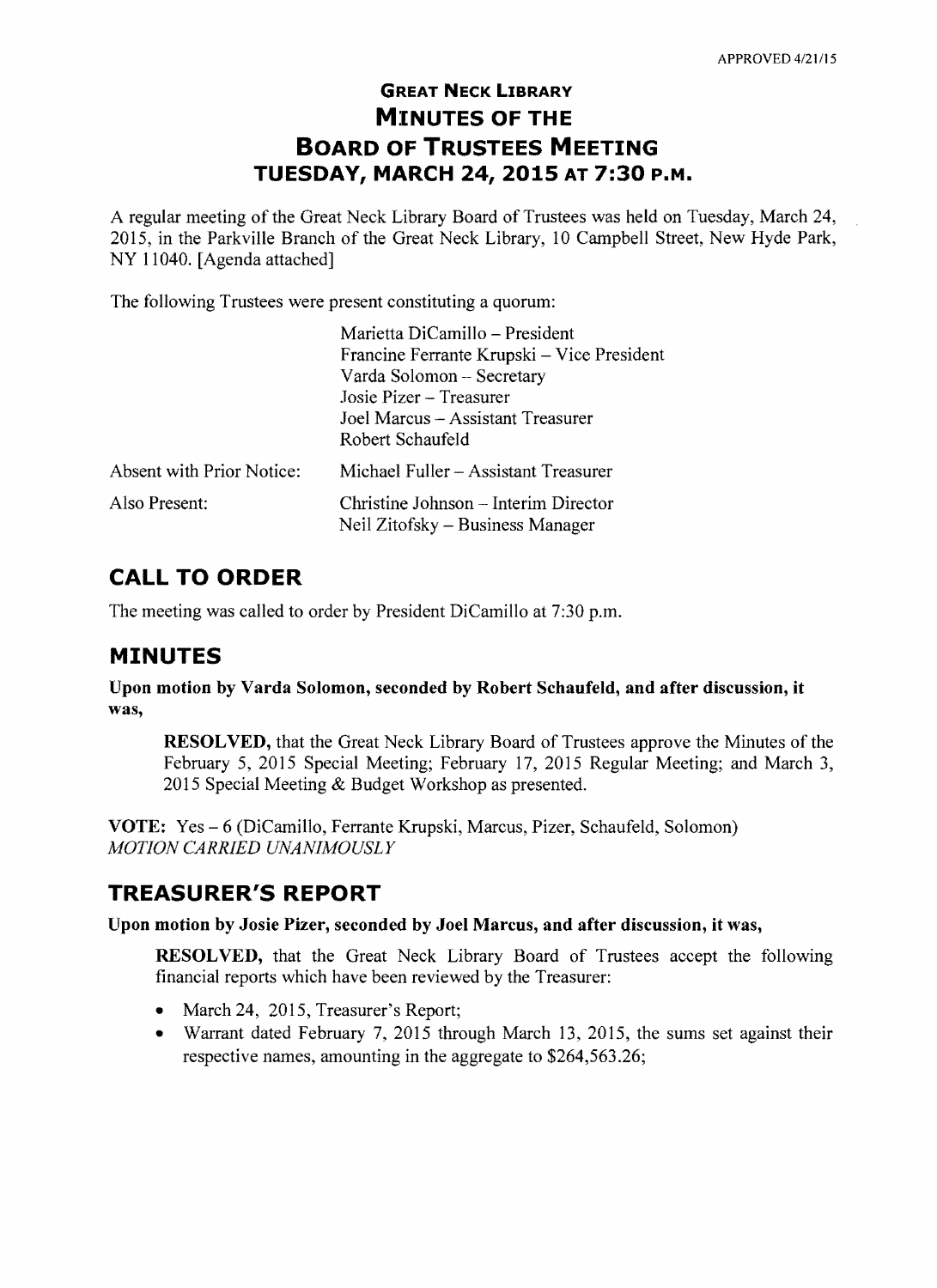APPROVED 4/21/15

# GREAT NECK LIBRARY
# MINUTES OF THE
# BOARD OF TRUSTEES MEETING
# TUESDAY, MARCH 24, 2015 AT 7:30 P.M.

A regular meeting of the Great Neck Library Board of Trustees was held on Tuesday, March 24, 2015, in the Parkville Branch of the Great Neck Library, 10 Campbell Street, New Hyde Park, NY 11040. [Agenda attached]

The following Trustees were present constituting a quorum:

| | |
|---|---|
| | Marietta DiCamillo – President |
| | Francine Ferrante Krupski – Vice President |
| | Varda Solomon – Secretary |
| | Josie Pizer – Treasurer |
| | Joel Marcus – Assistant Treasurer |
| | Robert Schaufeld |
| Absent with Prior Notice: | Michael Fuller – Assistant Treasurer |
| Also Present: | Christine Johnson – Interim Director<br>Neil Zitofsky – Business Manager |

## CALL TO ORDER

The meeting was called to order by President DiCamillo at 7:30 p.m.

## MINUTES

**Upon motion by Varda Solomon, seconded by Robert Schaufeld, and after discussion, it was,**

> **RESOLVED,** that the Great Neck Library Board of Trustees approve the Minutes of the February 5, 2015 Special Meeting; February 17, 2015 Regular Meeting; and March 3, 2015 Special Meeting & Budget Workshop as presented.

**VOTE:** Yes – 6 (DiCamillo, Ferrante Krupski, Marcus, Pizer, Schaufeld, Solomon)
*MOTION CARRIED UNANIMOUSLY*

## TREASURER'S REPORT

**Upon motion by Josie Pizer, seconded by Joel Marcus, and after discussion, it was,**

> **RESOLVED,** that the Great Neck Library Board of Trustees accept the following financial reports which have been reviewed by the Treasurer:
>
> - March 24, 2015, Treasurer's Report;
> - Warrant dated February 7, 2015 through March 13, 2015, the sums set against their respective names, amounting in the aggregate to $264,563.26;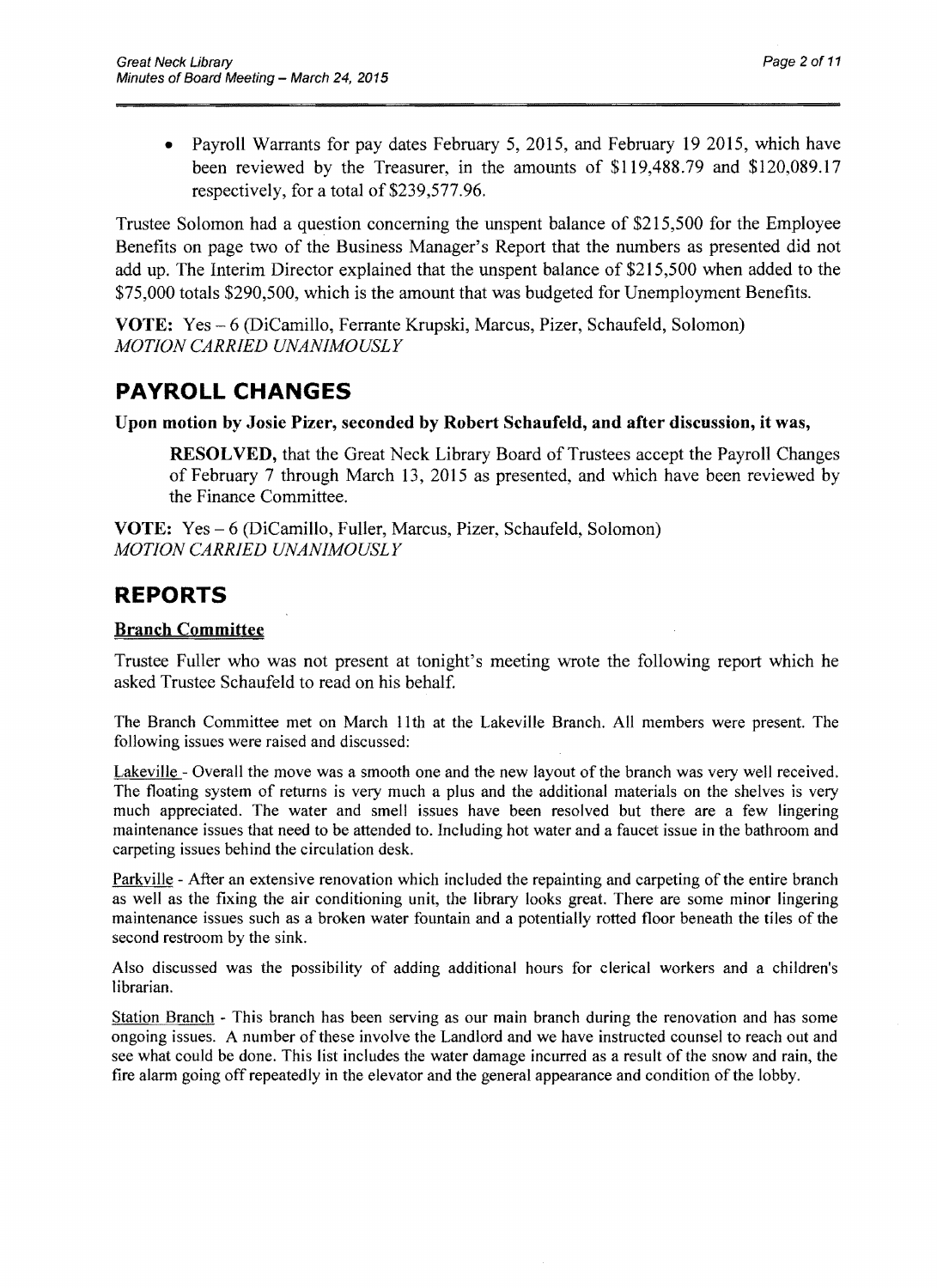- Payroll Warrants for pay dates February 5, 2015, and February 19 2015, which have been reviewed by the Treasurer, in the amounts of $119,488.79 and $120,089.17 respectively, for a total of $239,577.96.

Trustee Solomon had a question concerning the unspent balance of $215,500 for the Employee Benefits on page two of the Business Manager's Report that the numbers as presented did not add up. The Interim Director explained that the unspent balance of $215,500 when added to the $75,000 totals $290,500, which is the amount that was budgeted for Unemployment Benefits.

**VOTE:** Yes – 6 (DiCamillo, Ferrante Krupski, Marcus, Pizer, Schaufeld, Solomon)
*MOTION CARRIED UNANIMOUSLY*

## PAYROLL CHANGES

**Upon motion by Josie Pizer, seconded by Robert Schaufeld, and after discussion, it was,**

> **RESOLVED,** that the Great Neck Library Board of Trustees accept the Payroll Changes of February 7 through March 13, 2015 as presented, and which have been reviewed by the Finance Committee.

**VOTE:** Yes – 6 (DiCamillo, Fuller, Marcus, Pizer, Schaufeld, Solomon)
*MOTION CARRIED UNANIMOUSLY*

## REPORTS

### Branch Committee

Trustee Fuller who was not present at tonight's meeting wrote the following report which he asked Trustee Schaufeld to read on his behalf.

The Branch Committee met on March 11th at the Lakeville Branch. All members were present. The following issues were raised and discussed:

Lakeville - Overall the move was a smooth one and the new layout of the branch was very well received. The floating system of returns is very much a plus and the additional materials on the shelves is very much appreciated. The water and smell issues have been resolved but there are a few lingering maintenance issues that need to be attended to. Including hot water and a faucet issue in the bathroom and carpeting issues behind the circulation desk.

Parkville - After an extensive renovation which included the repainting and carpeting of the entire branch as well as the fixing the air conditioning unit, the library looks great. There are some minor lingering maintenance issues such as a broken water fountain and a potentially rotted floor beneath the tiles of the second restroom by the sink.

Also discussed was the possibility of adding additional hours for clerical workers and a children's librarian.

Station Branch - This branch has been serving as our main branch during the renovation and has some ongoing issues. A number of these involve the Landlord and we have instructed counsel to reach out and see what could be done. This list includes the water damage incurred as a result of the snow and rain, the fire alarm going off repeatedly in the elevator and the general appearance and condition of the lobby.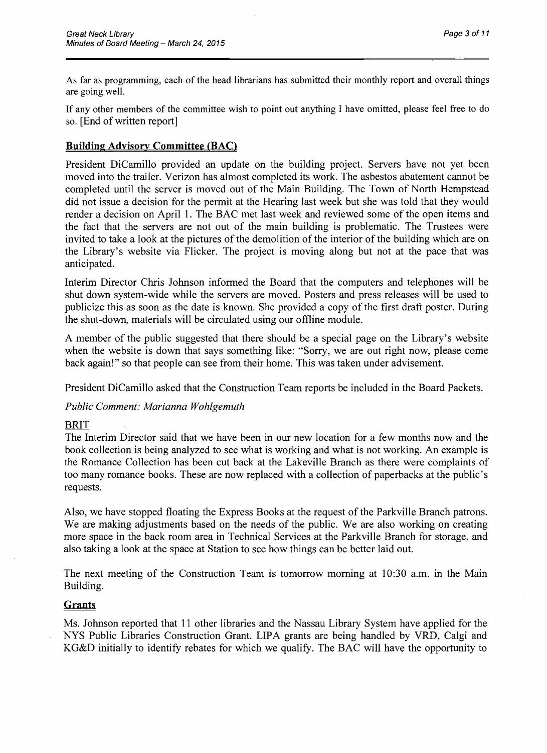As far as programming, each of the head librarians has submitted their monthly report and overall things are going well.

If any other members of the committee wish to point out anything I have omitted, please feel free to do so. [End of written report]

## Building Advisory Committee (BAC)

President DiCamillo provided an update on the building project. Servers have not yet been moved into the trailer. Verizon has almost completed its work. The asbestos abatement cannot be completed until the server is moved out of the Main Building. The Town of North Hempstead did not issue a decision for the permit at the Hearing last week but she was told that they would render a decision on April 1. The BAC met last week and reviewed some of the open items and the fact that the servers are not out of the main building is problematic. The Trustees were invited to take a look at the pictures of the demolition of the interior of the building which are on the Library's website via Flicker. The project is moving along but not at the pace that was anticipated.

Interim Director Chris Johnson informed the Board that the computers and telephones will be shut down system-wide while the servers are moved. Posters and press releases will be used to publicize this as soon as the date is known. She provided a copy of the first draft poster. During the shut-down, materials will be circulated using our offline module.

A member of the public suggested that there should be a special page on the Library's website when the website is down that says something like: "Sorry, we are out right now, please come back again!" so that people can see from their home. This was taken under advisement.

President DiCamillo asked that the Construction Team reports be included in the Board Packets.

*Public Comment: Marianna Wohlgemuth*

BRIT

The Interim Director said that we have been in our new location for a few months now and the book collection is being analyzed to see what is working and what is not working. An example is the Romance Collection has been cut back at the Lakeville Branch as there were complaints of too many romance books. These are now replaced with a collection of paperbacks at the public's requests.

Also, we have stopped floating the Express Books at the request of the Parkville Branch patrons. We are making adjustments based on the needs of the public. We are also working on creating more space in the back room area in Technical Services at the Parkville Branch for storage, and also taking a look at the space at Station to see how things can be better laid out.

The next meeting of the Construction Team is tomorrow morning at 10:30 a.m. in the Main Building.

## Grants

Ms. Johnson reported that 11 other libraries and the Nassau Library System have applied for the NYS Public Libraries Construction Grant. LIPA grants are being handled by VRD, Calgi and KG&D initially to identify rebates for which we qualify. The BAC will have the opportunity to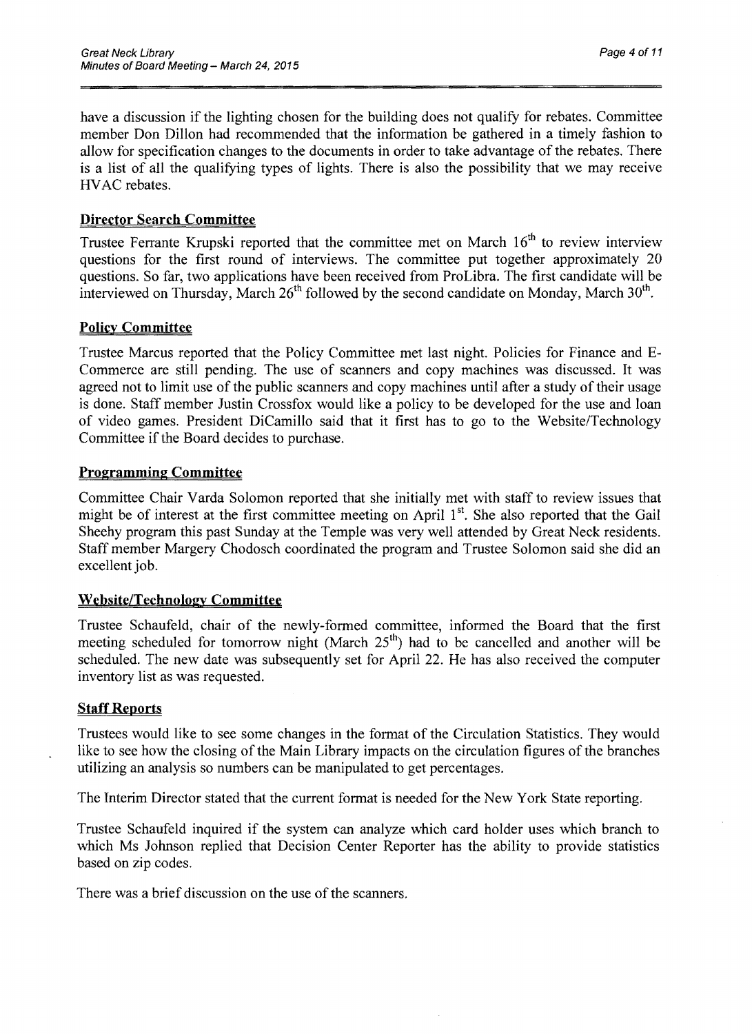have a discussion if the lighting chosen for the building does not qualify for rebates. Committee member Don Dillon had recommended that the information be gathered in a timely fashion to allow for specification changes to the documents in order to take advantage of the rebates. There is a list of all the qualifying types of lights. There is also the possibility that we may receive HVAC rebates.

**Director Search Committee**

Trustee Ferrante Krupski reported that the committee met on March 16th to review interview questions for the first round of interviews. The committee put together approximately 20 questions. So far, two applications have been received from ProLibra. The first candidate will be interviewed on Thursday, March 26th followed by the second candidate on Monday, March 30th.

**Policy Committee**

Trustee Marcus reported that the Policy Committee met last night. Policies for Finance and E-Commerce are still pending. The use of scanners and copy machines was discussed. It was agreed not to limit use of the public scanners and copy machines until after a study of their usage is done. Staff member Justin Crossfox would like a policy to be developed for the use and loan of video games. President DiCamillo said that it first has to go to the Website/Technology Committee if the Board decides to purchase.

**Programming Committee**

Committee Chair Varda Solomon reported that she initially met with staff to review issues that might be of interest at the first committee meeting on April 1st. She also reported that the Gail Sheehy program this past Sunday at the Temple was very well attended by Great Neck residents. Staff member Margery Chodosch coordinated the program and Trustee Solomon said she did an excellent job.

**Website/Technology Committee**

Trustee Schaufeld, chair of the newly-formed committee, informed the Board that the first meeting scheduled for tomorrow night (March 25th) had to be cancelled and another will be scheduled. The new date was subsequently set for April 22. He has also received the computer inventory list as was requested.

**Staff Reports**

Trustees would like to see some changes in the format of the Circulation Statistics. They would like to see how the closing of the Main Library impacts on the circulation figures of the branches utilizing an analysis so numbers can be manipulated to get percentages.

The Interim Director stated that the current format is needed for the New York State reporting.

Trustee Schaufeld inquired if the system can analyze which card holder uses which branch to which Ms Johnson replied that Decision Center Reporter has the ability to provide statistics based on zip codes.

There was a brief discussion on the use of the scanners.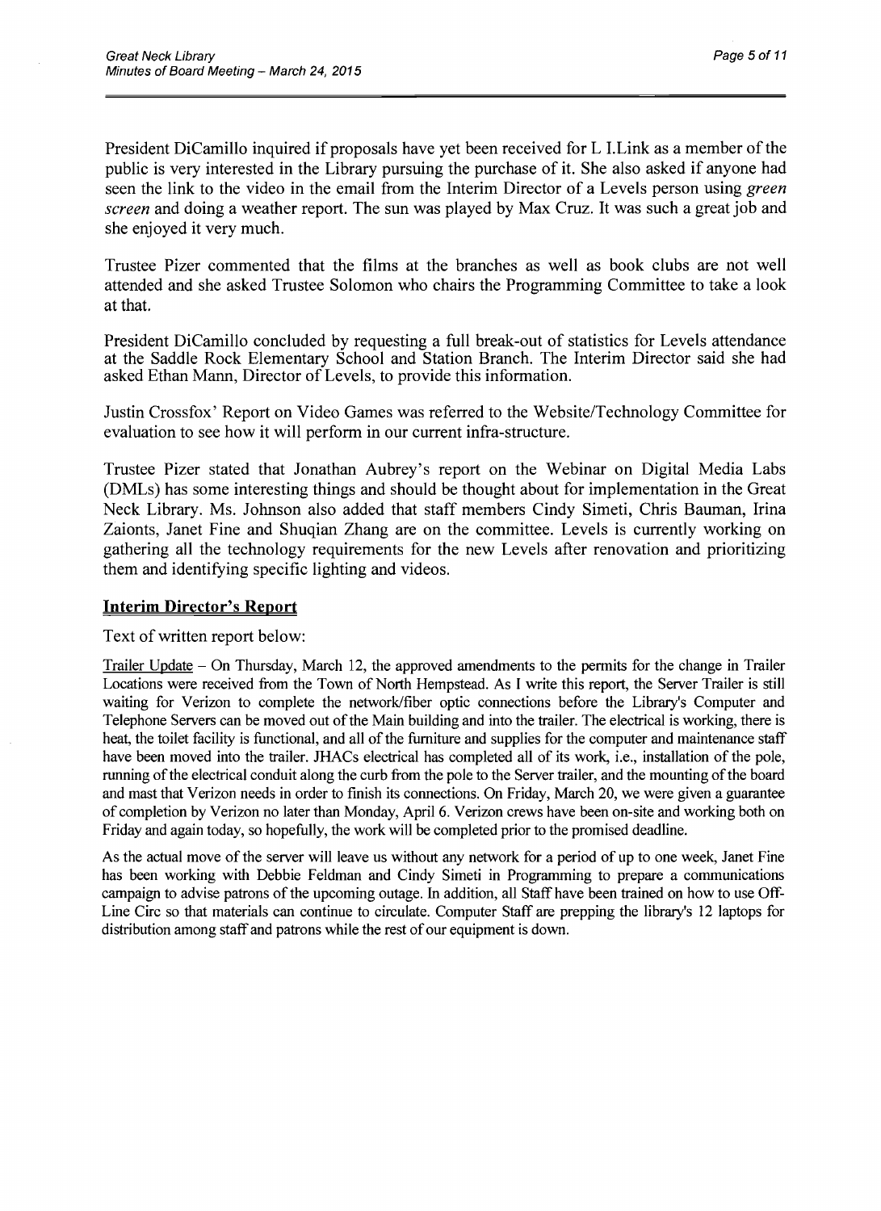President DiCamillo inquired if proposals have yet been received for L I.Link as a member of the public is very interested in the Library pursuing the purchase of it. She also asked if anyone had seen the link to the video in the email from the Interim Director of a Levels person using *green screen* and doing a weather report. The sun was played by Max Cruz. It was such a great job and she enjoyed it very much.

Trustee Pizer commented that the films at the branches as well as book clubs are not well attended and she asked Trustee Solomon who chairs the Programming Committee to take a look at that.

President DiCamillo concluded by requesting a full break-out of statistics for Levels attendance at the Saddle Rock Elementary School and Station Branch. The Interim Director said she had asked Ethan Mann, Director of Levels, to provide this information.

Justin Crossfox' Report on Video Games was referred to the Website/Technology Committee for evaluation to see how it will perform in our current infra-structure.

Trustee Pizer stated that Jonathan Aubrey's report on the Webinar on Digital Media Labs (DMLs) has some interesting things and should be thought about for implementation in the Great Neck Library. Ms. Johnson also added that staff members Cindy Simeti, Chris Bauman, Irina Zaionts, Janet Fine and Shuqian Zhang are on the committee. Levels is currently working on gathering all the technology requirements for the new Levels after renovation and prioritizing them and identifying specific lighting and videos.

## Interim Director's Report

Text of written report below:

Trailer Update – On Thursday, March 12, the approved amendments to the permits for the change in Trailer Locations were received from the Town of North Hempstead. As I write this report, the Server Trailer is still waiting for Verizon to complete the network/fiber optic connections before the Library's Computer and Telephone Servers can be moved out of the Main building and into the trailer. The electrical is working, there is heat, the toilet facility is functional, and all of the furniture and supplies for the computer and maintenance staff have been moved into the trailer. JHACs electrical has completed all of its work, i.e., installation of the pole, running of the electrical conduit along the curb from the pole to the Server trailer, and the mounting of the board and mast that Verizon needs in order to finish its connections. On Friday, March 20, we were given a guarantee of completion by Verizon no later than Monday, April 6. Verizon crews have been on-site and working both on Friday and again today, so hopefully, the work will be completed prior to the promised deadline.

As the actual move of the server will leave us without any network for a period of up to one week, Janet Fine has been working with Debbie Feldman and Cindy Simeti in Programming to prepare a communications campaign to advise patrons of the upcoming outage. In addition, all Staff have been trained on how to use Off-Line Circ so that materials can continue to circulate. Computer Staff are prepping the library's 12 laptops for distribution among staff and patrons while the rest of our equipment is down.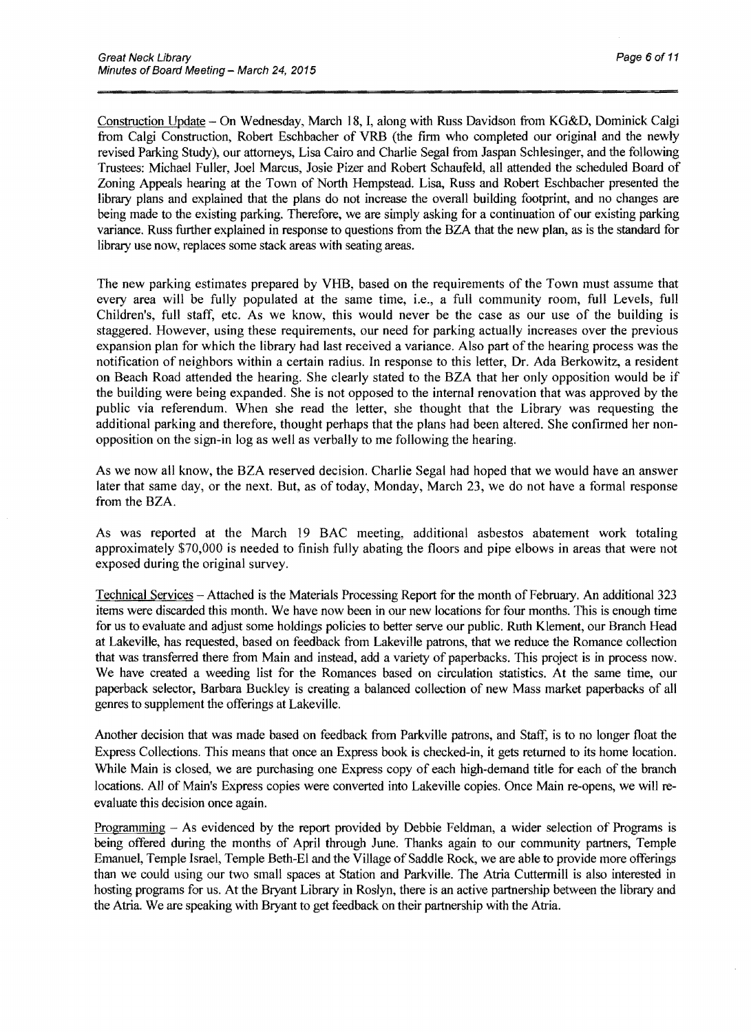Construction Update – On Wednesday, March 18, I, along with Russ Davidson from KG&D, Dominick Calgi from Calgi Construction, Robert Eschbacher of VRB (the firm who completed our original and the newly revised Parking Study), our attorneys, Lisa Cairo and Charlie Segal from Jaspan Schlesinger, and the following Trustees: Michael Fuller, Joel Marcus, Josie Pizer and Robert Schaufeld, all attended the scheduled Board of Zoning Appeals hearing at the Town of North Hempstead. Lisa, Russ and Robert Eschbacher presented the library plans and explained that the plans do not increase the overall building footprint, and no changes are being made to the existing parking. Therefore, we are simply asking for a continuation of our existing parking variance. Russ further explained in response to questions from the BZA that the new plan, as is the standard for library use now, replaces some stack areas with seating areas.

The new parking estimates prepared by VHB, based on the requirements of the Town must assume that every area will be fully populated at the same time, i.e., a full community room, full Levels, full Children's, full staff, etc. As we know, this would never be the case as our use of the building is staggered. However, using these requirements, our need for parking actually increases over the previous expansion plan for which the library had last received a variance. Also part of the hearing process was the notification of neighbors within a certain radius. In response to this letter, Dr. Ada Berkowitz, a resident on Beach Road attended the hearing. She clearly stated to the BZA that her only opposition would be if the building were being expanded. She is not opposed to the internal renovation that was approved by the public via referendum. When she read the letter, she thought that the Library was requesting the additional parking and therefore, thought perhaps that the plans had been altered. She confirmed her non-opposition on the sign-in log as well as verbally to me following the hearing.

As we now all know, the BZA reserved decision. Charlie Segal had hoped that we would have an answer later that same day, or the next. But, as of today, Monday, March 23, we do not have a formal response from the BZA.

As was reported at the March 19 BAC meeting, additional asbestos abatement work totaling approximately $70,000 is needed to finish fully abating the floors and pipe elbows in areas that were not exposed during the original survey.

Technical Services – Attached is the Materials Processing Report for the month of February. An additional 323 items were discarded this month. We have now been in our new locations for four months. This is enough time for us to evaluate and adjust some holdings policies to better serve our public. Ruth Klement, our Branch Head at Lakeville, has requested, based on feedback from Lakeville patrons, that we reduce the Romance collection that was transferred there from Main and instead, add a variety of paperbacks. This project is in process now. We have created a weeding list for the Romances based on circulation statistics. At the same time, our paperback selector, Barbara Buckley is creating a balanced collection of new Mass market paperbacks of all genres to supplement the offerings at Lakeville.

Another decision that was made based on feedback from Parkville patrons, and Staff, is to no longer float the Express Collections. This means that once an Express book is checked-in, it gets returned to its home location. While Main is closed, we are purchasing one Express copy of each high-demand title for each of the branch locations. All of Main's Express copies were converted into Lakeville copies. Once Main re-opens, we will re-evaluate this decision once again.

Programming – As evidenced by the report provided by Debbie Feldman, a wider selection of Programs is being offered during the months of April through June. Thanks again to our community partners, Temple Emanuel, Temple Israel, Temple Beth-El and the Village of Saddle Rock, we are able to provide more offerings than we could using our two small spaces at Station and Parkville. The Atria Cuttermill is also interested in hosting programs for us. At the Bryant Library in Roslyn, there is an active partnership between the library and the Atria. We are speaking with Bryant to get feedback on their partnership with the Atria.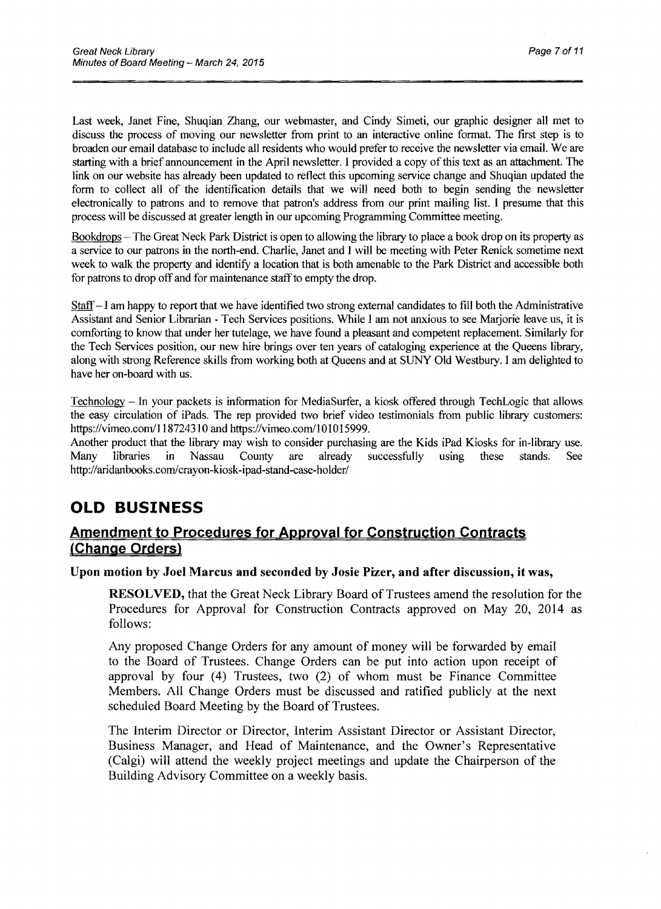Last week, Janet Fine, Shuqian Zhang, our webmaster, and Cindy Simeti, our graphic designer all met to discuss the process of moving our newsletter from print to an interactive online format. The first step is to broaden our email database to include all residents who would prefer to receive the newsletter via email. We are starting with a brief announcement in the April newsletter. I provided a copy of this text as an attachment. The link on our website has already been updated to reflect this upcoming service change and Shuqian updated the form to collect all of the identification details that we will need both to begin sending the newsletter electronically to patrons and to remove that patron's address from our print mailing list. I presume that this process will be discussed at greater length in our upcoming Programming Committee meeting.

Bookdrops – The Great Neck Park District is open to allowing the library to place a book drop on its property as a service to our patrons in the north-end. Charlie, Janet and I will be meeting with Peter Renick sometime next week to walk the property and identify a location that is both amenable to the Park District and accessible both for patrons to drop off and for maintenance staff to empty the drop.

Staff – I am happy to report that we have identified two strong external candidates to fill both the Administrative Assistant and Senior Librarian - Tech Services positions. While I am not anxious to see Marjorie leave us, it is comforting to know that under her tutelage, we have found a pleasant and competent replacement. Similarly for the Tech Services position, our new hire brings over ten years of cataloging experience at the Queens library, along with strong Reference skills from working both at Queens and at SUNY Old Westbury. I am delighted to have her on-board with us.

Technology – In your packets is information for MediaSurfer, a kiosk offered through TechLogic that allows the easy circulation of iPads. The rep provided two brief video testimonials from public library customers: https://vimeo.com/118724310 and https://vimeo.com/101015999.
Another product that the library may wish to consider purchasing are the Kids iPad Kiosks for in-library use. Many libraries in Nassau County are already successfully using these stands. See http://aridanbooks.com/crayon-kiosk-ipad-stand-case-holder/

# OLD BUSINESS

## Amendment to Procedures for Approval for Construction Contracts (Change Orders)

**Upon motion by Joel Marcus and seconded by Josie Pizer, and after discussion, it was,**

> **RESOLVED,** that the Great Neck Library Board of Trustees amend the resolution for the Procedures for Approval for Construction Contracts approved on May 20, 2014 as follows:
>
> Any proposed Change Orders for any amount of money will be forwarded by email to the Board of Trustees. Change Orders can be put into action upon receipt of approval by four (4) Trustees, two (2) of whom must be Finance Committee Members. All Change Orders must be discussed and ratified publicly at the next scheduled Board Meeting by the Board of Trustees.
>
> The Interim Director or Director, Interim Assistant Director or Assistant Director, Business Manager, and Head of Maintenance, and the Owner's Representative (Calgi) will attend the weekly project meetings and update the Chairperson of the Building Advisory Committee on a weekly basis.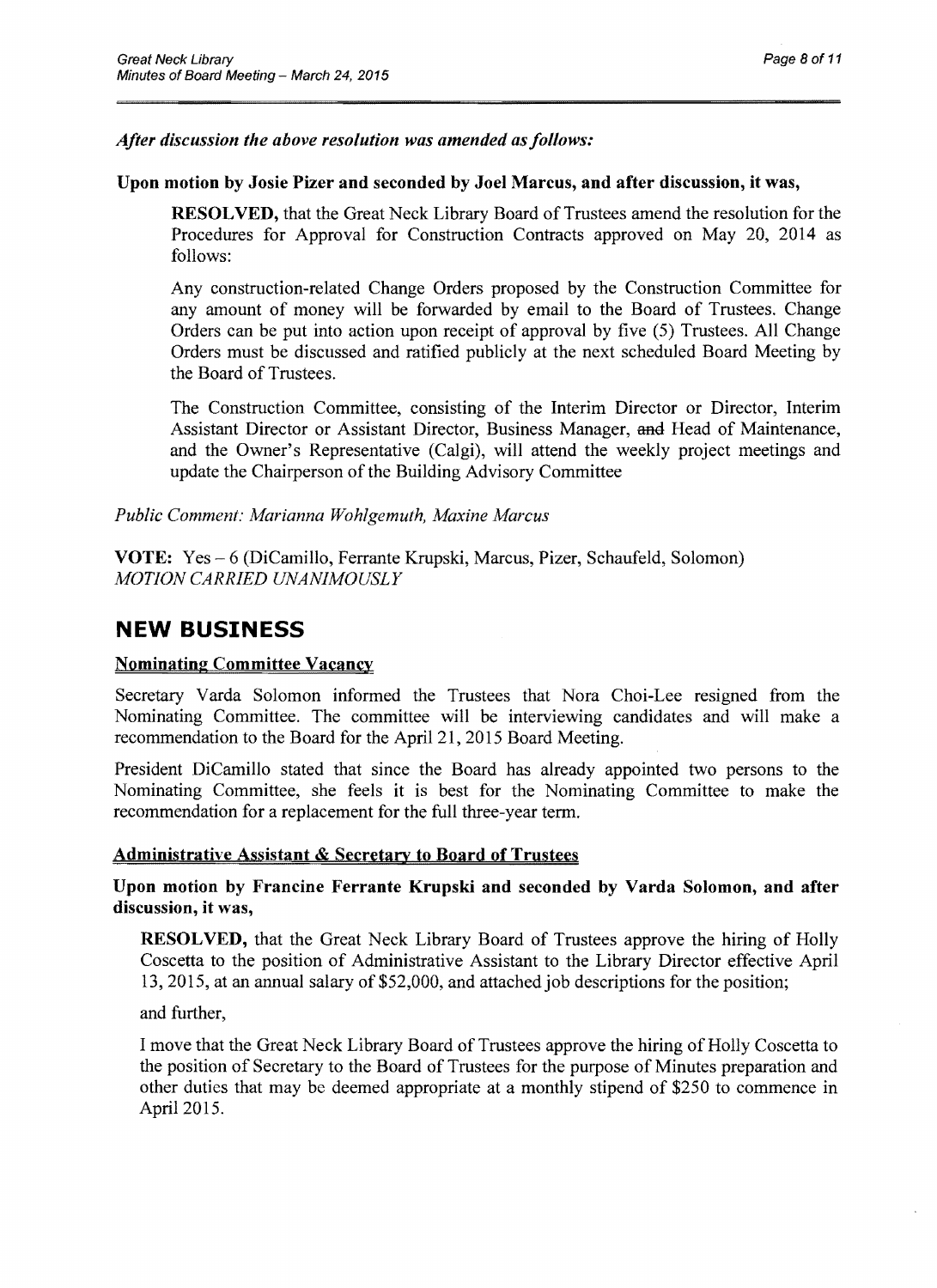***After discussion the above resolution was amended as follows:***

**Upon motion by Josie Pizer and seconded by Joel Marcus, and after discussion, it was,**

> **RESOLVED,** that the Great Neck Library Board of Trustees amend the resolution for the Procedures for Approval for Construction Contracts approved on May 20, 2014 as follows:
>
> Any construction-related Change Orders proposed by the Construction Committee for any amount of money will be forwarded by email to the Board of Trustees. Change Orders can be put into action upon receipt of approval by five (5) Trustees. All Change Orders must be discussed and ratified publicly at the next scheduled Board Meeting by the Board of Trustees.
>
> The Construction Committee, consisting of the Interim Director or Director, Interim Assistant Director or Assistant Director, Business Manager, ~~and~~ Head of Maintenance, and the Owner's Representative (Calgi), will attend the weekly project meetings and update the Chairperson of the Building Advisory Committee

*Public Comment: Marianna Wohlgemuth, Maxine Marcus*

**VOTE:** Yes – 6 (DiCamillo, Ferrante Krupski, Marcus, Pizer, Schaufeld, Solomon)
*MOTION CARRIED UNANIMOUSLY*

# NEW BUSINESS

## Nominating Committee Vacancy

Secretary Varda Solomon informed the Trustees that Nora Choi-Lee resigned from the Nominating Committee. The committee will be interviewing candidates and will make a recommendation to the Board for the April 21, 2015 Board Meeting.

President DiCamillo stated that since the Board has already appointed two persons to the Nominating Committee, she feels it is best for the Nominating Committee to make the recommendation for a replacement for the full three-year term.

## Administrative Assistant & Secretary to Board of Trustees

**Upon motion by Francine Ferrante Krupski and seconded by Varda Solomon, and after discussion, it was,**

> **RESOLVED,** that the Great Neck Library Board of Trustees approve the hiring of Holly Coscetta to the position of Administrative Assistant to the Library Director effective April 13, 2015, at an annual salary of $52,000, and attached job descriptions for the position;
>
> and further,
>
> I move that the Great Neck Library Board of Trustees approve the hiring of Holly Coscetta to the position of Secretary to the Board of Trustees for the purpose of Minutes preparation and other duties that may be deemed appropriate at a monthly stipend of $250 to commence in April 2015.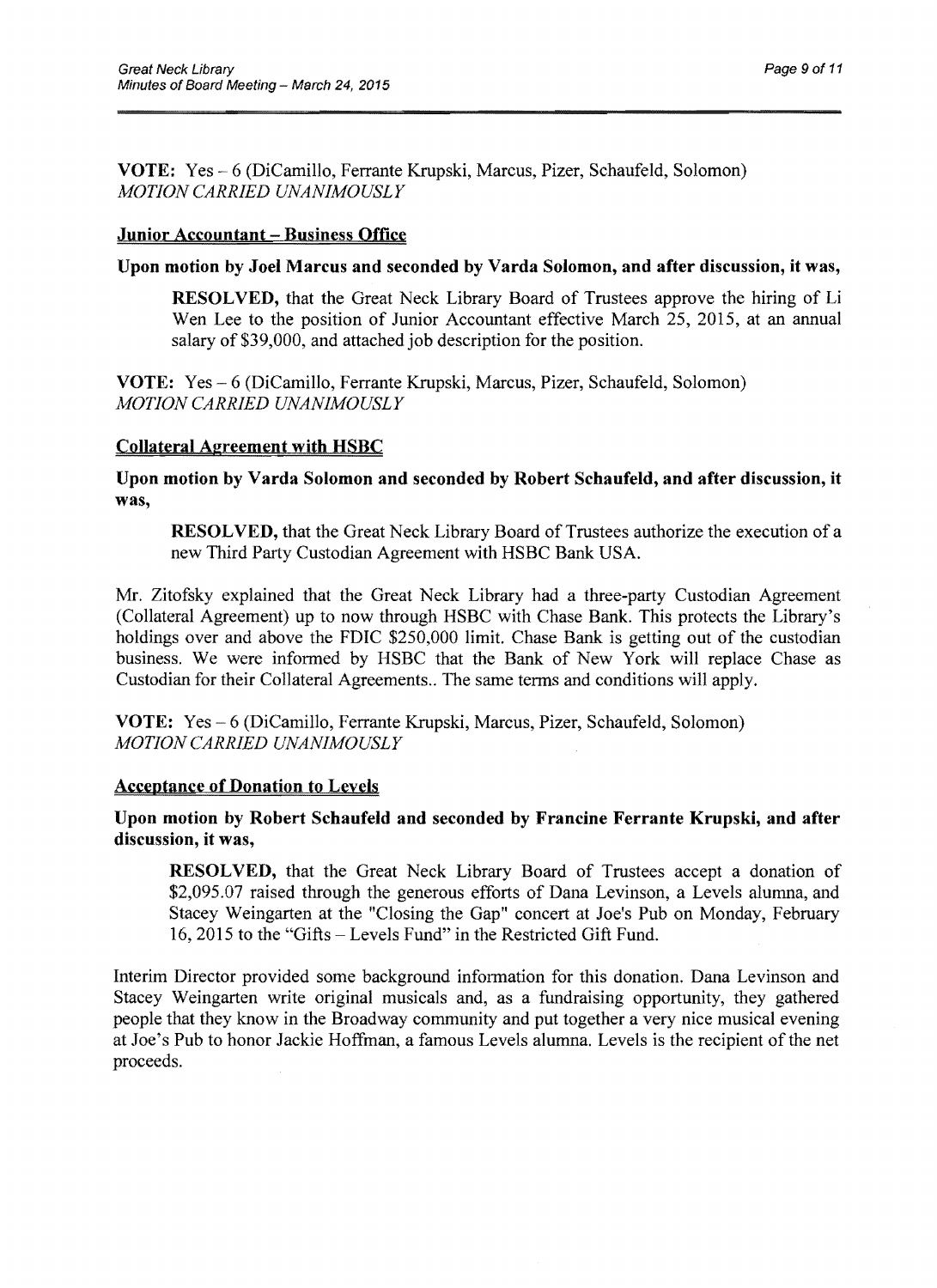**VOTE:** Yes – 6 (DiCamillo, Ferrante Krupski, Marcus, Pizer, Schaufeld, Solomon)
*MOTION CARRIED UNANIMOUSLY*

**Junior Accountant – Business Office**

**Upon motion by Joel Marcus and seconded by Varda Solomon, and after discussion, it was,**

> **RESOLVED,** that the Great Neck Library Board of Trustees approve the hiring of Li Wen Lee to the position of Junior Accountant effective March 25, 2015, at an annual salary of $39,000, and attached job description for the position.

**VOTE:** Yes – 6 (DiCamillo, Ferrante Krupski, Marcus, Pizer, Schaufeld, Solomon)
*MOTION CARRIED UNANIMOUSLY*

**Collateral Agreement with HSBC**

**Upon motion by Varda Solomon and seconded by Robert Schaufeld, and after discussion, it was,**

> **RESOLVED,** that the Great Neck Library Board of Trustees authorize the execution of a new Third Party Custodian Agreement with HSBC Bank USA.

Mr. Zitofsky explained that the Great Neck Library had a three-party Custodian Agreement (Collateral Agreement) up to now through HSBC with Chase Bank. This protects the Library's holdings over and above the FDIC $250,000 limit. Chase Bank is getting out of the custodian business. We were informed by HSBC that the Bank of New York will replace Chase as Custodian for their Collateral Agreements.. The same terms and conditions will apply.

**VOTE:** Yes – 6 (DiCamillo, Ferrante Krupski, Marcus, Pizer, Schaufeld, Solomon)
*MOTION CARRIED UNANIMOUSLY*

**Acceptance of Donation to Levels**

**Upon motion by Robert Schaufeld and seconded by Francine Ferrante Krupski, and after discussion, it was,**

> **RESOLVED,** that the Great Neck Library Board of Trustees accept a donation of $2,095.07 raised through the generous efforts of Dana Levinson, a Levels alumna, and Stacey Weingarten at the "Closing the Gap" concert at Joe's Pub on Monday, February 16, 2015 to the "Gifts – Levels Fund" in the Restricted Gift Fund.

Interim Director provided some background information for this donation. Dana Levinson and Stacey Weingarten write original musicals and, as a fundraising opportunity, they gathered people that they know in the Broadway community and put together a very nice musical evening at Joe's Pub to honor Jackie Hoffman, a famous Levels alumna. Levels is the recipient of the net proceeds.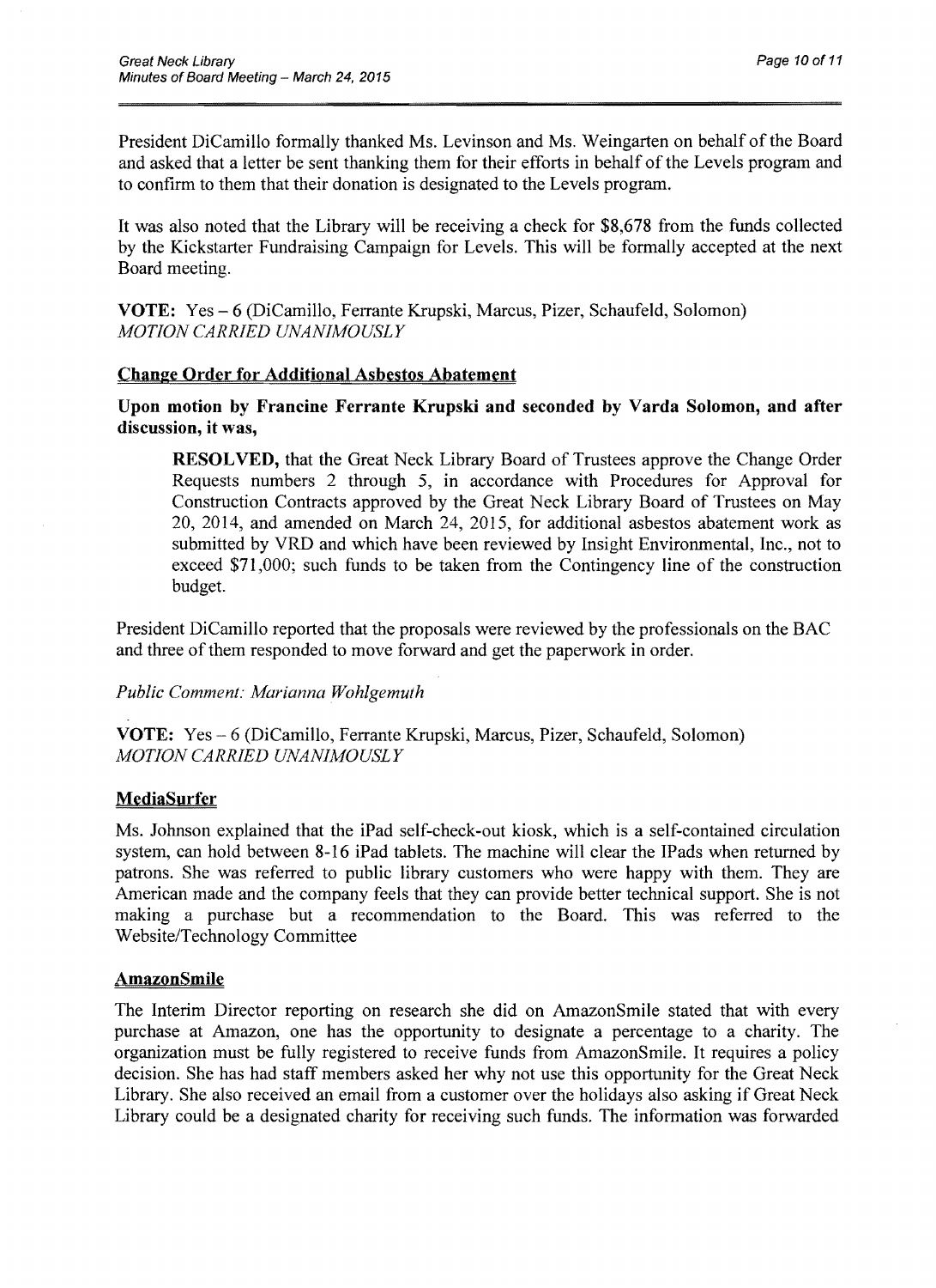President DiCamillo formally thanked Ms. Levinson and Ms. Weingarten on behalf of the Board and asked that a letter be sent thanking them for their efforts in behalf of the Levels program and to confirm to them that their donation is designated to the Levels program.

It was also noted that the Library will be receiving a check for $8,678 from the funds collected by the Kickstarter Fundraising Campaign for Levels. This will be formally accepted at the next Board meeting.

**VOTE:** Yes – 6 (DiCamillo, Ferrante Krupski, Marcus, Pizer, Schaufeld, Solomon)
*MOTION CARRIED UNANIMOUSLY*

## Change Order for Additional Asbestos Abatement

**Upon motion by Francine Ferrante Krupski and seconded by Varda Solomon, and after discussion, it was,**

> **RESOLVED,** that the Great Neck Library Board of Trustees approve the Change Order Requests numbers 2 through 5, in accordance with Procedures for Approval for Construction Contracts approved by the Great Neck Library Board of Trustees on May 20, 2014, and amended on March 24, 2015, for additional asbestos abatement work as submitted by VRD and which have been reviewed by Insight Environmental, Inc., not to exceed $71,000; such funds to be taken from the Contingency line of the construction budget.

President DiCamillo reported that the proposals were reviewed by the professionals on the BAC and three of them responded to move forward and get the paperwork in order.

*Public Comment: Marianna Wohlgemuth*

**VOTE:** Yes – 6 (DiCamillo, Ferrante Krupski, Marcus, Pizer, Schaufeld, Solomon)
*MOTION CARRIED UNANIMOUSLY*

## MediaSurfer

Ms. Johnson explained that the iPad self-check-out kiosk, which is a self-contained circulation system, can hold between 8-16 iPad tablets. The machine will clear the IPads when returned by patrons. She was referred to public library customers who were happy with them. They are American made and the company feels that they can provide better technical support. She is not making a purchase but a recommendation to the Board. This was referred to the Website/Technology Committee

## AmazonSmile

The Interim Director reporting on research she did on AmazonSmile stated that with every purchase at Amazon, one has the opportunity to designate a percentage to a charity. The organization must be fully registered to receive funds from AmazonSmile. It requires a policy decision. She has had staff members asked her why not use this opportunity for the Great Neck Library. She also received an email from a customer over the holidays also asking if Great Neck Library could be a designated charity for receiving such funds. The information was forwarded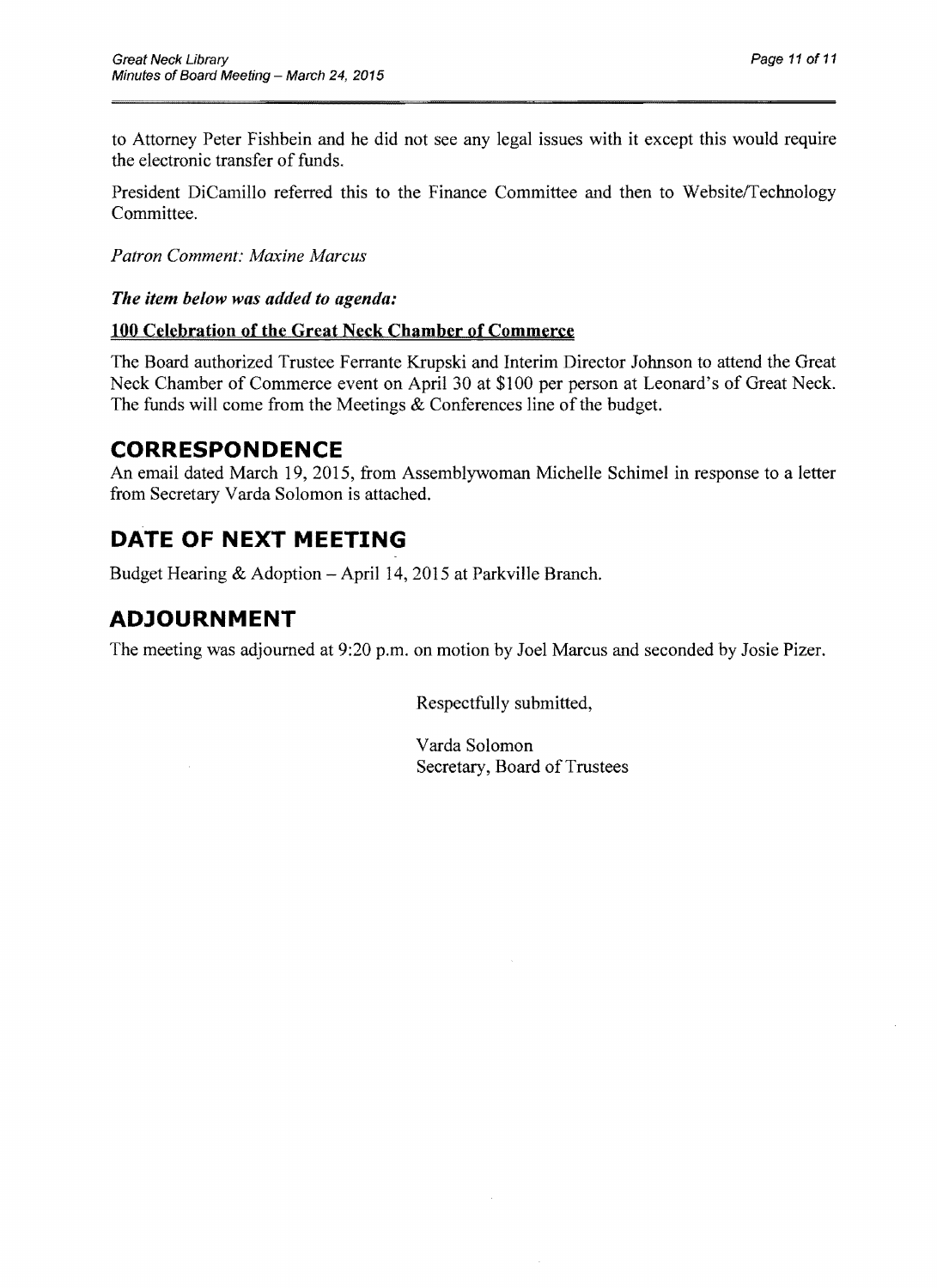to Attorney Peter Fishbein and he did not see any legal issues with it except this would require the electronic transfer of funds.

President DiCamillo referred this to the Finance Committee and then to Website/Technology Committee.

*Patron Comment: Maxine Marcus*

***The item below was added to agenda:***

**100 Celebration of the Great Neck Chamber of Commerce**

The Board authorized Trustee Ferrante Krupski and Interim Director Johnson to attend the Great Neck Chamber of Commerce event on April 30 at $100 per person at Leonard's of Great Neck. The funds will come from the Meetings & Conferences line of the budget.

## CORRESPONDENCE

An email dated March 19, 2015, from Assemblywoman Michelle Schimel in response to a letter from Secretary Varda Solomon is attached.

## DATE OF NEXT MEETING

Budget Hearing & Adoption – April 14, 2015 at Parkville Branch.

## ADJOURNMENT

The meeting was adjourned at 9:20 p.m. on motion by Joel Marcus and seconded by Josie Pizer.

Respectfully submitted,

Varda Solomon
Secretary, Board of Trustees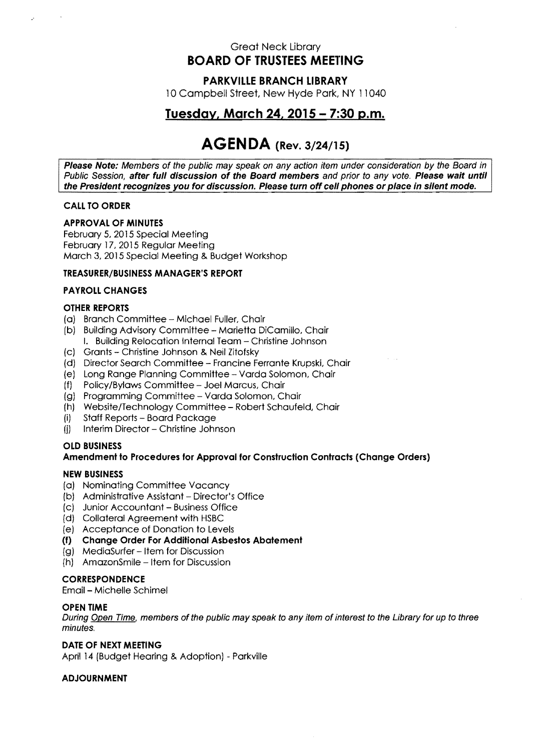Great Neck Library

# BOARD OF TRUSTEES MEETING

## PARKVILLE BRANCH LIBRARY

10 Campbell Street, New Hyde Park, NY 11040

## <u>Tuesday, March 24, 2015 – 7:30 p.m.</u>

# AGENDA (Rev. 3/24/15)

> ***Please Note:*** *Members of the public may speak on any action item under consideration by the Board in Public Session,* ***after full discussion of the Board members*** *and prior to any vote.* ***Please wait until the President recognizes you for discussion. Please turn off cell phones or place in silent mode.***

**CALL TO ORDER**

**APPROVAL OF MINUTES**

February 5, 2015 Special Meeting
February 17, 2015 Regular Meeting
March 3, 2015 Special Meeting & Budget Workshop

**TREASURER/BUSINESS MANAGER'S REPORT**

**PAYROLL CHANGES**

**OTHER REPORTS**

(a) Branch Committee – Michael Fuller, Chair
(b) Building Advisory Committee – Marietta DiCamillo, Chair
    I. Building Relocation Internal Team – Christine Johnson
(c) Grants – Christine Johnson & Neil Zitofsky
(d) Director Search Committee – Francine Ferrante Krupski, Chair
(e) Long Range Planning Committee – Varda Solomon, Chair
(f) Policy/Bylaws Committee – Joel Marcus, Chair
(g) Programming Committee – Varda Solomon, Chair
(h) Website/Technology Committee – Robert Schaufeld, Chair
(i) Staff Reports – Board Package
(j) Interim Director – Christine Johnson

**OLD BUSINESS**

**Amendment to Procedures for Approval for Construction Contracts (Change Orders)**

**NEW BUSINESS**

(a) Nominating Committee Vacancy
(b) Administrative Assistant – Director's Office
(c) Junior Accountant – Business Office
(d) Collateral Agreement with HSBC
(e) Acceptance of Donation to Levels
**(f) Change Order For Additional Asbestos Abatement**
(g) MediaSurfer – Item for Discussion
(h) AmazonSmile – Item for Discussion

**CORRESPONDENCE**

Email – Michelle Schimel

**OPEN TIME**

*During <u>Open Time</u>, members of the public may speak to any item of interest to the Library for up to three minutes.*

**DATE OF NEXT MEETING**

April 14 (Budget Hearing & Adoption) - Parkville

**ADJOURNMENT**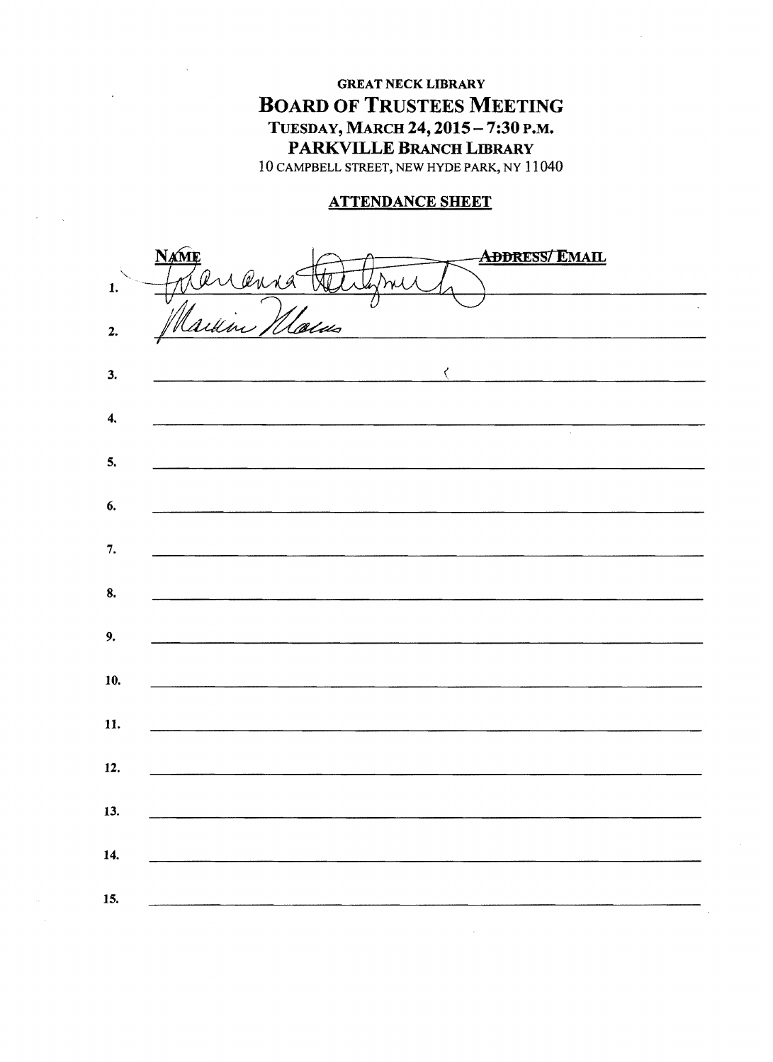GREAT NECK LIBRARY

# BOARD OF TRUSTEES MEETING

## TUESDAY, MARCH 24, 2015 – 7:30 P.M.

## PARKVILLE BRANCH LIBRARY

10 CAMPBELL STREET, NEW HYDE PARK, NY 11040

**ATTENDANCE SHEET**

| | NAME | ADDRESS/EMAIL |
|---|---|---|
| 1. | Marianna Wohlgemuth | |
| 2. | Marlene Nadler | |
| 3. | | |
| 4. | | |
| 5. | | |
| 6. | | |
| 7. | | |
| 8. | | |
| 9. | | |
| 10. | | |
| 11. | | |
| 12. | | |
| 13. | | |
| 14. | | |
| 15. | | |